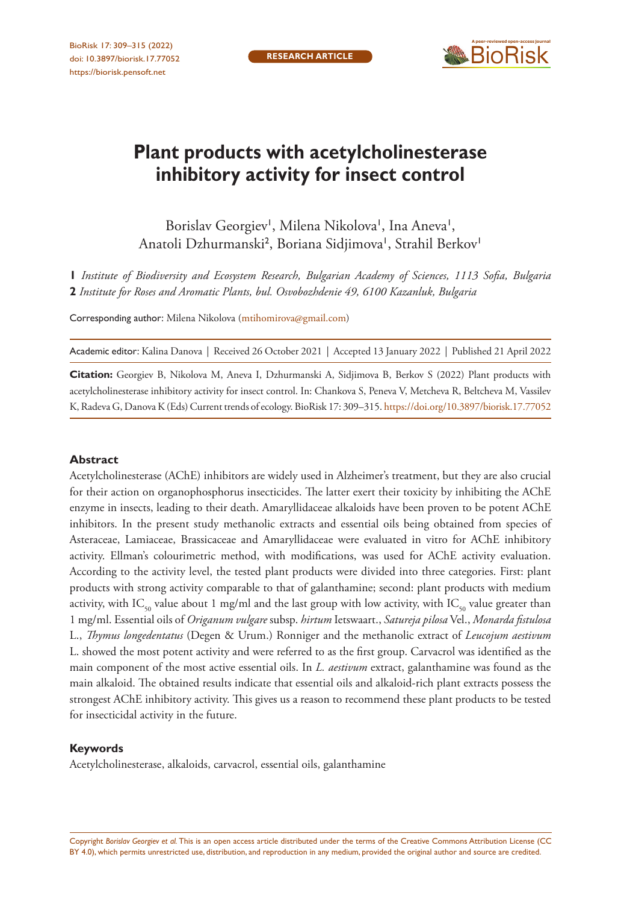RESEARCH ARTICLE

# Plant products with acetylcholinesterase inhibitory activity for insect control

Borislav Georgiev[1], Milena Nikolova[1], Ina Aneva[1], Anatoli Dzhurmanski[2], Boriana Sidjimova[1], Strahil Berkov[1]

**1** *Institute of Biodiversity and Ecosystem Research, Bulgarian Academy of Sciences, 1113 Sofia, Bulgaria*
**2** *Institute for Roses and Aromatic Plants, bul. Osvobozhdenie 49, 6100 Kazanluk, Bulgaria*

Corresponding author: Milena Nikolova (mtihomirova@gmail.com)

Academic editor: Kalina Danova | Received 26 October 2021 | Accepted 13 January 2022 | Published 21 April 2022

**Citation:** Georgiev B, Nikolova M, Aneva I, Dzhurmanski A, Sidjimova B, Berkov S (2022) Plant products with acetylcholinesterase inhibitory activity for insect control. In: Chankova S, Peneva V, Metcheva R, Beltcheva M, Vassilev K, Radeva G, Danova K (Eds) Current trends of ecology. BioRisk 17: 309–315. https://doi.org/10.3897/biorisk.17.77052

## Abstract

Acetylcholinesterase (AChE) inhibitors are widely used in Alzheimer's treatment, but they are also crucial for their action on organophosphorus insecticides. The latter exert their toxicity by inhibiting the AChE enzyme in insects, leading to their death. Amaryllidaceae alkaloids have been proven to be potent AChE inhibitors. In the present study methanolic extracts and essential oils being obtained from species of Asteraceae, Lamiaceae, Brassicaceae and Amaryllidaceae were evaluated in vitro for AChE inhibitory activity. Ellman's colourimetric method, with modifications, was used for AChE activity evaluation. According to the activity level, the tested plant products were divided into three categories. First: plant products with strong activity comparable to that of galanthamine; second: plant products with medium activity, with $IC_{50}$ value about 1 mg/ml and the last group with low activity, with $IC_{50}$ value greater than 1 mg/ml. Essential oils of *Origanum vulgare* subsp. *hirtum* Ietswaart., *Satureja pilosa* Vel., *Monarda fistulosa* L., *Thymus longedentatus* (Degen & Urum.) Ronniger and the methanolic extract of *Leucojum aestivum* L. showed the most potent activity and were referred to as the first group. Carvacrol was identified as the main component of the most active essential oils. In *L. aestivum* extract, galanthamine was found as the main alkaloid. The obtained results indicate that essential oils and alkaloid-rich plant extracts possess the strongest AChE inhibitory activity. This gives us a reason to recommend these plant products to be tested for insecticidal activity in the future.

### Keywords

Acetylcholinesterase, alkaloids, carvacrol, essential oils, galanthamine

Copyright *Borislav Georgiev et al.* This is an open access article distributed under the terms of the Creative Commons Attribution License (CC BY 4.0), which permits unrestricted use, distribution, and reproduction in any medium, provided the original author and source are credited.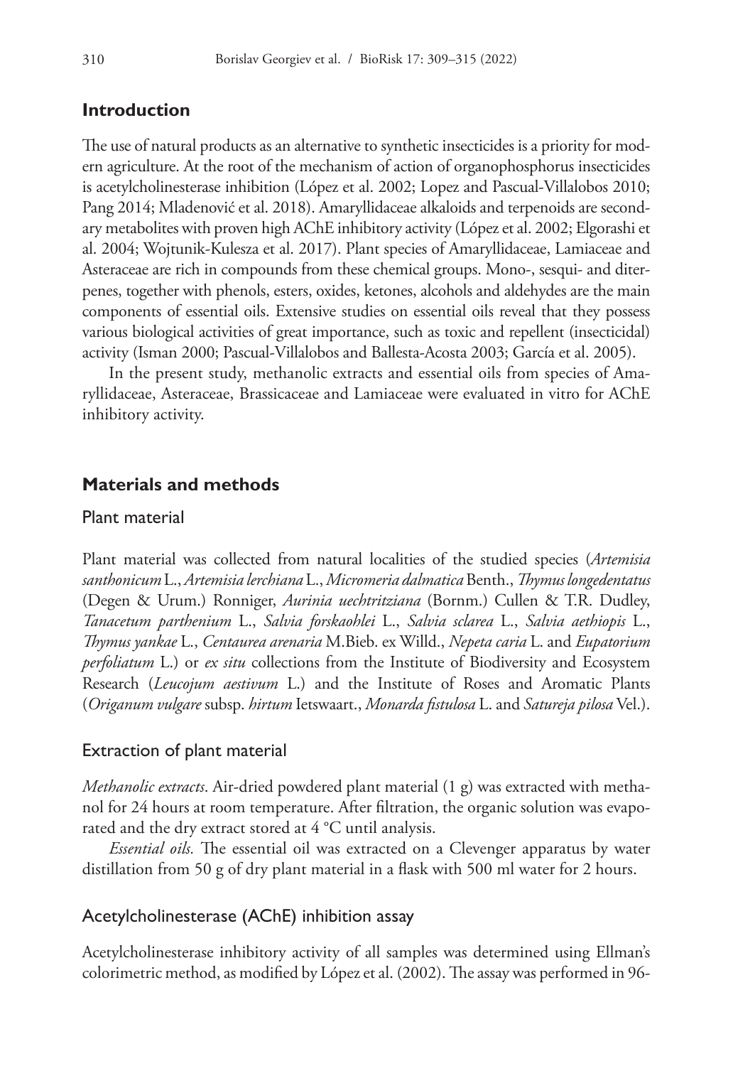## Introduction

The use of natural products as an alternative to synthetic insecticides is a priority for modern agriculture. At the root of the mechanism of action of organophosphorus insecticides is acetylcholinesterase inhibition (López et al. 2002; Lopez and Pascual-Villalobos 2010; Pang 2014; Mladenović et al. 2018). Amaryllidaceae alkaloids and terpenoids are secondary metabolites with proven high AChE inhibitory activity (López et al. 2002; Elgorashi et al. 2004; Wojtunik-Kulesza et al. 2017). Plant species of Amaryllidaceae, Lamiaceae and Asteraceae are rich in compounds from these chemical groups. Mono-, sesqui- and diterpenes, together with phenols, esters, oxides, ketones, alcohols and aldehydes are the main components of essential oils. Extensive studies on essential oils reveal that they possess various biological activities of great importance, such as toxic and repellent (insecticidal) activity (Isman 2000; Pascual-Villalobos and Ballesta-Acosta 2003; García et al. 2005).

In the present study, methanolic extracts and essential oils from species of Amaryllidaceae, Asteraceae, Brassicaceae and Lamiaceae were evaluated in vitro for AChE inhibitory activity.

## Materials and methods

### Plant material

Plant material was collected from natural localities of the studied species (*Artemisia santhonicum* L., *Artemisia lerchiana* L., *Micromeria dalmatica* Benth., *Thymus longedentatus* (Degen & Urum.) Ronniger, *Aurinia uechtritziana* (Bornm.) Cullen & T.R. Dudley, *Tanacetum parthenium* L., *Salvia forskaohlei* L., *Salvia sclarea* L., *Salvia aethiopis* L., *Thymus yankae* L., *Centaurea arenaria* M.Bieb. ex Willd., *Nepeta caria* L. and *Eupatorium perfoliatum* L.) or *ex situ* collections from the Institute of Biodiversity and Ecosystem Research (*Leucojum aestivum* L.) and the Institute of Roses and Aromatic Plants (*Origanum vulgare* subsp. *hirtum* Ietswaart., *Monarda fistulosa* L. and *Satureja pilosa* Vel.).

### Extraction of plant material

*Methanolic extracts*. Air-dried powdered plant material (1 g) was extracted with methanol for 24 hours at room temperature. After filtration, the organic solution was evaporated and the dry extract stored at 4 °C until analysis.

*Essential oils.* The essential oil was extracted on a Clevenger apparatus by water distillation from 50 g of dry plant material in a flask with 500 ml water for 2 hours.

### Acetylcholinesterase (AChE) inhibition assay

Acetylcholinesterase inhibitory activity of all samples was determined using Ellman's colorimetric method, as modified by López et al. (2002). The assay was performed in 96-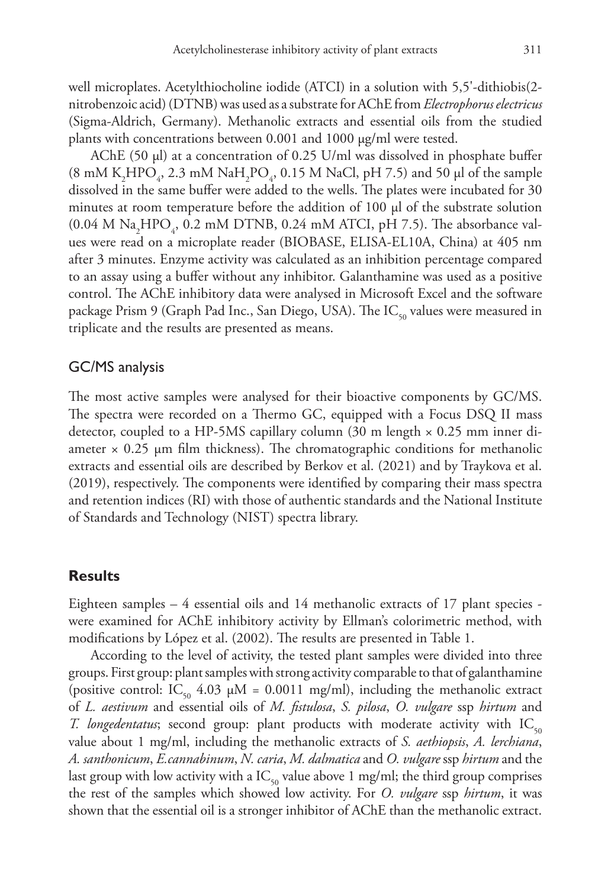well microplates. Acetylthiocholine iodide (ATCI) in a solution with 5,5'-dithiobis(2-nitrobenzoic acid) (DTNB) was used as a substrate for AChE from *Electrophorus electricus* (Sigma-Aldrich, Germany). Methanolic extracts and essential oils from the studied plants with concentrations between 0.001 and 1000 μg/ml were tested.

AChE (50 μl) at a concentration of 0.25 U/ml was dissolved in phosphate buffer (8 mM $K_2HPO_4$, 2.3 mM $NaH_2PO_4$, 0.15 M NaCl, pH 7.5) and 50 μl of the sample dissolved in the same buffer were added to the wells. The plates were incubated for 30 minutes at room temperature before the addition of 100 μl of the substrate solution (0.04 M $Na_2HPO_4$, 0.2 mM DTNB, 0.24 mM ATCI, pH 7.5). The absorbance values were read on a microplate reader (BIOBASE, ELISA-EL10A, China) at 405 nm after 3 minutes. Enzyme activity was calculated as an inhibition percentage compared to an assay using a buffer without any inhibitor. Galanthamine was used as a positive control. The AChE inhibitory data were analysed in Microsoft Excel and the software package Prism 9 (Graph Pad Inc., San Diego, USA). The $IC_{50}$ values were measured in triplicate and the results are presented as means.

### GC/MS analysis

The most active samples were analysed for their bioactive components by GC/MS. The spectra were recorded on a Thermo GC, equipped with a Focus DSQ II mass detector, coupled to a HP-5MS capillary column (30 m length × 0.25 mm inner diameter × 0.25 μm film thickness). The chromatographic conditions for methanolic extracts and essential oils are described by Berkov et al. (2021) and by Traykova et al. (2019), respectively. The components were identified by comparing their mass spectra and retention indices (RI) with those of authentic standards and the National Institute of Standards and Technology (NIST) spectra library.

## Results

Eighteen samples – 4 essential oils and 14 methanolic extracts of 17 plant species - were examined for AChE inhibitory activity by Ellman's colorimetric method, with modifications by López et al. (2002). The results are presented in Table 1.

According to the level of activity, the tested plant samples were divided into three groups. First group: plant samples with strong activity comparable to that of galanthamine (positive control: $IC_{50}$ 4.03 μM = 0.0011 mg/ml), including the methanolic extract of *L. aestivum* and essential oils of *M. fistulosa*, *S. pilosa*, *O. vulgare* ssp *hirtum* and *T. longedentatus*; second group: plant products with moderate activity with $IC_{50}$ value about 1 mg/ml, including the methanolic extracts of *S. aethiopsis*, *A. lerchiana*, *A. santhonicum*, *E.cannabinum*, *N. caria*, *M. dalmatica* and *O. vulgare* ssp *hirtum* and the last group with low activity with a $IC_{50}$ value above 1 mg/ml; the third group comprises the rest of the samples which showed low activity. For *O. vulgare* ssp *hirtum*, it was shown that the essential oil is a stronger inhibitor of AChE than the methanolic extract.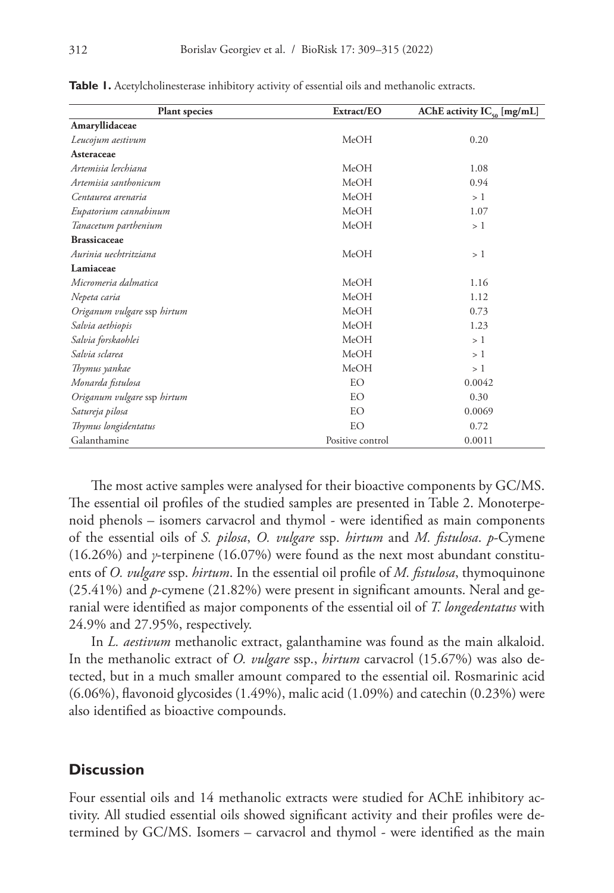**Table 1.** Acetylcholinesterase inhibitory activity of essential oils and methanolic extracts.

| Plant species | Extract/EO | AChE activity $IC_{50}$ [mg/mL] |
|---|---|---|
| **Amaryllidaceae** | | |
| *Leucojum aestivum* | MeOH | 0.20 |
| **Asteraceae** | | |
| *Artemisia lerchiana* | MeOH | 1.08 |
| *Artemisia santhonicum* | MeOH | 0.94 |
| *Centaurea arenaria* | MeOH | > 1 |
| *Eupatorium cannabinum* | MeOH | 1.07 |
| *Tanacetum parthenium* | MeOH | > 1 |
| **Brassicaceae** | | |
| *Aurinia uechtritziana* | MeOH | > 1 |
| **Lamiaceae** | | |
| *Micromeria dalmatica* | MeOH | 1.16 |
| *Nepeta caria* | MeOH | 1.12 |
| *Origanum vulgare* ssp *hirtum* | MeOH | 0.73 |
| *Salvia aethiopis* | MeOH | 1.23 |
| *Salvia forskaohlei* | MeOH | > 1 |
| *Salvia sclarea* | MeOH | > 1 |
| *Thymus yankae* | MeOH | > 1 |
| *Monarda fistulosa* | EO | 0.0042 |
| *Origanum vulgare* ssp *hirtum* | EO | 0.30 |
| *Satureja pilosa* | EO | 0.0069 |
| *Thymus longidentatus* | EO | 0.72 |
| Galanthamine | Positive control | 0.0011 |

The most active samples were analysed for their bioactive components by GC/MS. The essential oil profiles of the studied samples are presented in Table 2. Monoterpenoid phenols – isomers carvacrol and thymol - were identified as main components of the essential oils of *S. pilosa*, *O. vulgare* ssp. *hirtum* and *M. fistulosa*. *p*-Cymene (16.26%) and *γ*-terpinene (16.07%) were found as the next most abundant constituents of *O. vulgare* ssp. *hirtum*. In the essential oil profile of *M. fistulosa*, thymoquinone (25.41%) and *p*-cymene (21.82%) were present in significant amounts. Neral and geranial were identified as major components of the essential oil of *T. longedentatus* with 24.9% and 27.95%, respectively.

In *L. aestivum* methanolic extract, galanthamine was found as the main alkaloid. In the methanolic extract of *O. vulgare* ssp., *hirtum* carvacrol (15.67%) was also detected, but in a much smaller amount compared to the essential oil. Rosmarinic acid (6.06%), flavonoid glycosides (1.49%), malic acid (1.09%) and catechin (0.23%) were also identified as bioactive compounds.

## Discussion

Four essential oils and 14 methanolic extracts were studied for AChE inhibitory activity. All studied essential oils showed significant activity and their profiles were determined by GC/MS. Isomers – carvacrol and thymol - were identified as the main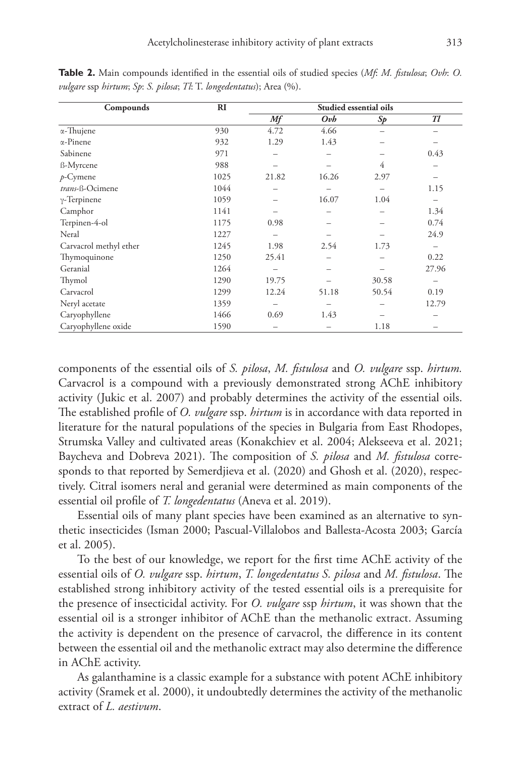**Table 2.** Main compounds identified in the essential oils of studied species (*Mf*: *M. fistulosa*; *Ovh*: *O. vulgare* ssp *hirtum*; *Sp*: *S. pilosa*; *Tl*: T. *longedentatus*); Area (%).

| Compounds | RI | Studied essential oils | | | |
|---|---|---|---|---|---|
| | | *Mf* | *Ovh* | *Sp* | *Tl* |
| α-Thujene | 930 | 4.72 | 4.66 | – | – |
| α-Pinene | 932 | 1.29 | 1.43 | – | – |
| Sabinene | 971 | – | – | – | 0.43 |
| ß-Myrcene | 988 | – | – | 4 | – |
| *p*-Cymene | 1025 | 21.82 | 16.26 | 2.97 | – |
| *trans*-ß-Ocimene | 1044 | – | – | – | 1.15 |
| γ-Terpinene | 1059 | – | 16.07 | 1.04 | – |
| Camphor | 1141 | – | – | – | 1.34 |
| Terpinen-4-ol | 1175 | 0.98 | – | – | 0.74 |
| Neral | 1227 | – | – | – | 24.9 |
| Carvacrol methyl ether | 1245 | 1.98 | 2.54 | 1.73 | – |
| Thymoquinone | 1250 | 25.41 | – | – | 0.22 |
| Geranial | 1264 | – | – | – | 27.96 |
| Thymol | 1290 | 19.75 | – | 30.58 | – |
| Carvacrol | 1299 | 12.24 | 51.18 | 50.54 | 0.19 |
| Neryl acetate | 1359 | – | – | – | 12.79 |
| Caryophyllene | 1466 | 0.69 | 1.43 | – | – |
| Caryophyllene oxide | 1590 | – | – | 1.18 | – |

components of the essential oils of *S. pilosa*, *M. fistulosa* and *O. vulgare* ssp. *hirtum.* Carvacrol is a compound with a previously demonstrated strong AChE inhibitory activity (Jukic et al. 2007) and probably determines the activity of the essential oils. The established profile of *O. vulgare* ssp. *hirtum* is in accordance with data reported in literature for the natural populations of the species in Bulgaria from East Rhodopes, Strumska Valley and cultivated areas (Konakchiev et al. 2004; Alekseeva et al. 2021; Baycheva and Dobreva 2021). The composition of *S. pilosa* and *M. fistulosa* corresponds to that reported by Semerdjieva et al. (2020) and Ghosh et al. (2020), respectively. Citral isomers neral and geranial were determined as main components of the essential oil profile of *T. longedentatus* (Aneva et al. 2019).

Essential oils of many plant species have been examined as an alternative to synthetic insecticides (Isman 2000; Pascual-Villalobos and Ballesta-Acosta 2003; García et al. 2005).

To the best of our knowledge, we report for the first time AChE activity of the essential oils of *O. vulgare* ssp. *hirtum*, *T. longedentatus S. pilosa* and *M. fistulosa*. The established strong inhibitory activity of the tested essential oils is a prerequisite for the presence of insecticidal activity. For *O. vulgare* ssp *hirtum*, it was shown that the essential oil is a stronger inhibitor of AChE than the methanolic extract. Assuming the activity is dependent on the presence of carvacrol, the difference in its content between the essential oil and the methanolic extract may also determine the difference in AChE activity.

As galanthamine is a classic example for a substance with potent AChE inhibitory activity (Sramek et al. 2000), it undoubtedly determines the activity of the methanolic extract of *L. aestivum*.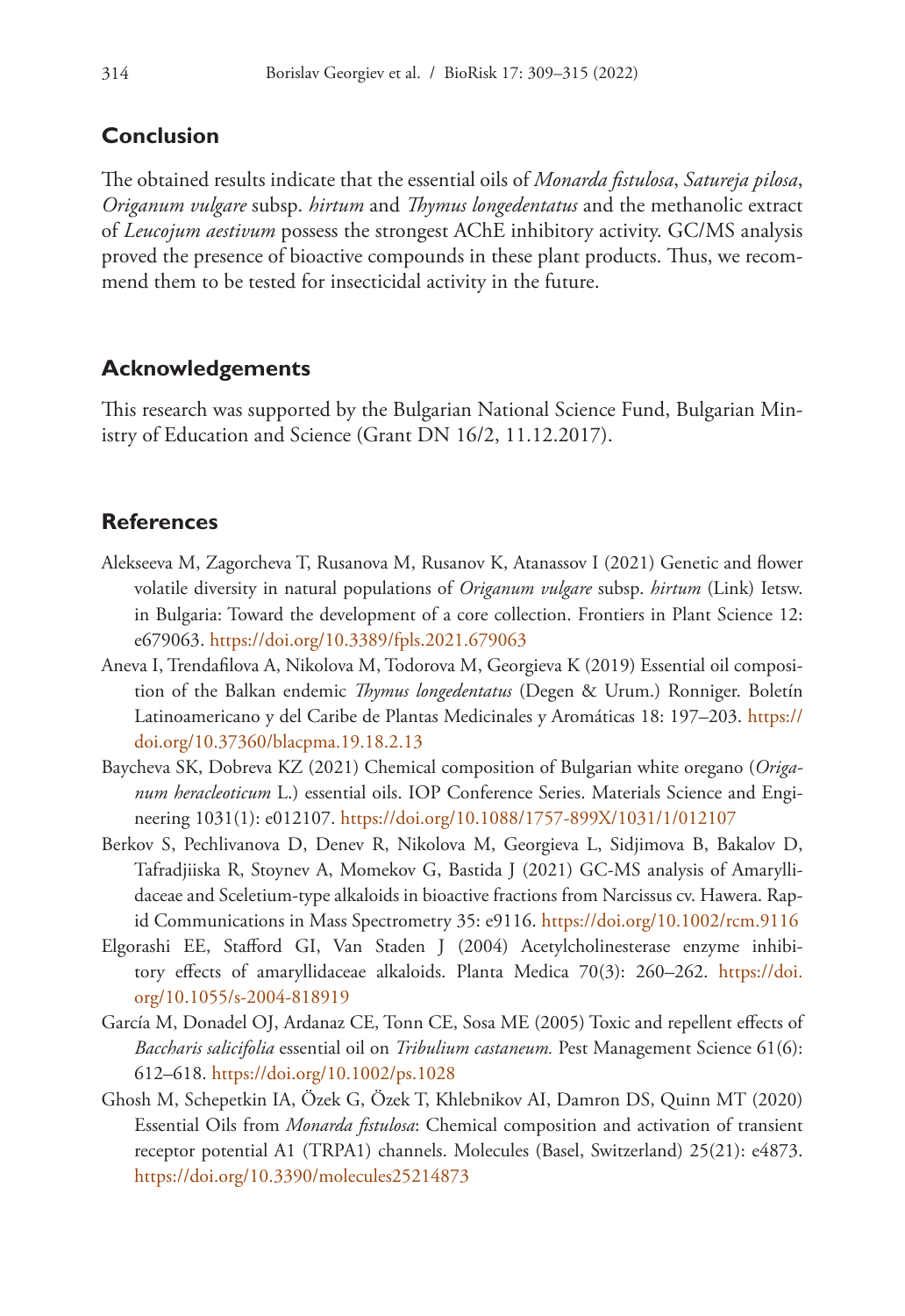## Conclusion

The obtained results indicate that the essential oils of *Monarda fistulosa*, *Satureja pilosa*, *Origanum vulgare* subsp. *hirtum* and *Thymus longedentatus* and the methanolic extract of *Leucojum aestivum* possess the strongest AChE inhibitory activity. GC/MS analysis proved the presence of bioactive compounds in these plant products. Thus, we recommend them to be tested for insecticidal activity in the future.

## Acknowledgements

This research was supported by the Bulgarian National Science Fund, Bulgarian Ministry of Education and Science (Grant DN 16/2, 11.12.2017).

## References

Alekseeva M, Zagorcheva T, Rusanova M, Rusanov K, Atanassov I (2021) Genetic and flower volatile diversity in natural populations of *Origanum vulgare* subsp. *hirtum* (Link) Ietsw. in Bulgaria: Toward the development of a core collection. Frontiers in Plant Science 12: e679063. https://doi.org/10.3389/fpls.2021.679063

Aneva I, Trendafilova A, Nikolova M, Todorova M, Georgieva K (2019) Essential oil composition of the Balkan endemic *Thymus longedentatus* (Degen & Urum.) Ronniger. Boletín Latinoamericano y del Caribe de Plantas Medicinales y Aromáticas 18: 197–203. https://doi.org/10.37360/blacpma.19.18.2.13

Baycheva SK, Dobreva KZ (2021) Chemical composition of Bulgarian white oregano (*Origanum heracleoticum* L.) essential oils. IOP Conference Series. Materials Science and Engineering 1031(1): e012107. https://doi.org/10.1088/1757-899X/1031/1/012107

Berkov S, Pechlivanova D, Denev R, Nikolova M, Georgieva L, Sidjimova B, Bakalov D, Tafradjiiska R, Stoynev A, Momekov G, Bastida J (2021) GC-MS analysis of Amaryllidaceae and Sceletium-type alkaloids in bioactive fractions from Narcissus cv. Hawera. Rapid Communications in Mass Spectrometry 35: e9116. https://doi.org/10.1002/rcm.9116

Elgorashi EE, Stafford GI, Van Staden J (2004) Acetylcholinesterase enzyme inhibitory effects of amaryllidaceae alkaloids. Planta Medica 70(3): 260–262. https://doi.org/10.1055/s-2004-818919

García M, Donadel OJ, Ardanaz CE, Tonn CE, Sosa ME (2005) Toxic and repellent effects of *Baccharis salicifolia* essential oil on *Tribulium castaneum.* Pest Management Science 61(6): 612–618. https://doi.org/10.1002/ps.1028

Ghosh M, Schepetkin IA, Özek G, Özek T, Khlebnikov AI, Damron DS, Quinn MT (2020) Essential Oils from *Monarda fistulosa*: Chemical composition and activation of transient receptor potential A1 (TRPA1) channels. Molecules (Basel, Switzerland) 25(21): e4873. https://doi.org/10.3390/molecules25214873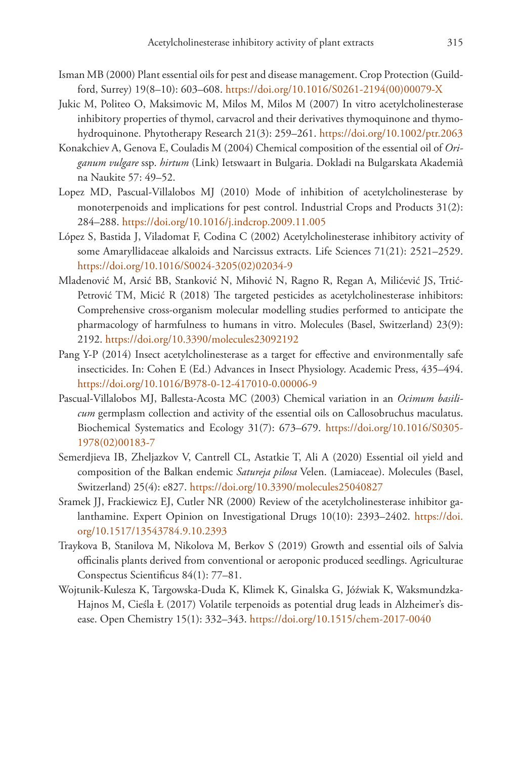Isman MB (2000) Plant essential oils for pest and disease management. Crop Protection (Guildford, Surrey) 19(8–10): 603–608. https://doi.org/10.1016/S0261-2194(00)00079-X

Jukic M, Politeo O, Maksimovic M, Milos M, Milos M (2007) In vitro acetylcholinesterase inhibitory properties of thymol, carvacrol and their derivatives thymoquinone and thymohydroquinone. Phytotherapy Research 21(3): 259–261. https://doi.org/10.1002/ptr.2063

Konakchiev A, Genova E, Couladis M (2004) Chemical composition of the essential oil of *Origanum vulgare* ssp. *hirtum* (Link) Ietswaart in Bulgaria. Dokladi na Bulgarskata Akademiâ na Naukite 57: 49–52.

Lopez MD, Pascual-Villalobos MJ (2010) Mode of inhibition of acetylcholinesterase by monoterpenoids and implications for pest control. Industrial Crops and Products 31(2): 284–288. https://doi.org/10.1016/j.indcrop.2009.11.005

López S, Bastida J, Viladomat F, Codina C (2002) Acetylcholinesterase inhibitory activity of some Amaryllidaceae alkaloids and Narcissus extracts. Life Sciences 71(21): 2521–2529. https://doi.org/10.1016/S0024-3205(02)02034-9

Mladenović M, Arsić BB, Stanković N, Mihović N, Ragno R, Regan A, Milićević JS, Trtić-Petrović TM, Micić R (2018) The targeted pesticides as acetylcholinesterase inhibitors: Comprehensive cross-organism molecular modelling studies performed to anticipate the pharmacology of harmfulness to humans in vitro. Molecules (Basel, Switzerland) 23(9): 2192. https://doi.org/10.3390/molecules23092192

Pang Y-P (2014) Insect acetylcholinesterase as a target for effective and environmentally safe insecticides. In: Cohen E (Ed.) Advances in Insect Physiology. Academic Press, 435–494. https://doi.org/10.1016/B978-0-12-417010-0.00006-9

Pascual-Villalobos MJ, Ballesta-Acosta MC (2003) Chemical variation in an *Ocimum basilicum* germplasm collection and activity of the essential oils on Callosobruchus maculatus. Biochemical Systematics and Ecology 31(7): 673–679. https://doi.org/10.1016/S0305-1978(02)00183-7

Semerdjieva IB, Zheljazkov V, Cantrell CL, Astatkie T, Ali A (2020) Essential oil yield and composition of the Balkan endemic *Satureja pilosa* Velen. (Lamiaceae). Molecules (Basel, Switzerland) 25(4): e827. https://doi.org/10.3390/molecules25040827

Sramek JJ, Frackiewicz EJ, Cutler NR (2000) Review of the acetylcholinesterase inhibitor galanthamine. Expert Opinion on Investigational Drugs 10(10): 2393–2402. https://doi.org/10.1517/13543784.9.10.2393

Traykova B, Stanilova M, Nikolova M, Berkov S (2019) Growth and essential oils of Salvia officinalis plants derived from conventional or aeroponic produced seedlings. Agriculturae Conspectus Scientificus 84(1): 77–81.

Wojtunik-Kulesza K, Targowska-Duda K, Klimek K, Ginalska G, Jóźwiak K, Waksmundzka-Hajnos M, Cieśla Ł (2017) Volatile terpenoids as potential drug leads in Alzheimer's disease. Open Chemistry 15(1): 332–343. https://doi.org/10.1515/chem-2017-0040